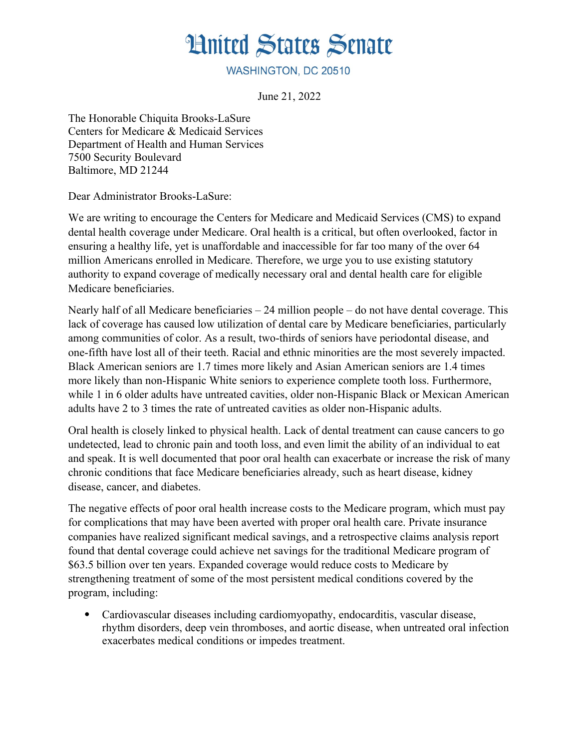# United States Senate

WASHINGTON, DC 20510

June 21, 2022

The Honorable Chiquita Brooks-LaSure
Centers for Medicare & Medicaid Services
Department of Health and Human Services
7500 Security Boulevard
Baltimore, MD 21244

Dear Administrator Brooks-LaSure:

We are writing to encourage the Centers for Medicare and Medicaid Services (CMS) to expand dental health coverage under Medicare. Oral health is a critical, but often overlooked, factor in ensuring a healthy life, yet is unaffordable and inaccessible for far too many of the over 64 million Americans enrolled in Medicare. Therefore, we urge you to use existing statutory authority to expand coverage of medically necessary oral and dental health care for eligible Medicare beneficiaries.

Nearly half of all Medicare beneficiaries – 24 million people – do not have dental coverage. This lack of coverage has caused low utilization of dental care by Medicare beneficiaries, particularly among communities of color. As a result, two-thirds of seniors have periodontal disease, and one-fifth have lost all of their teeth. Racial and ethnic minorities are the most severely impacted. Black American seniors are 1.7 times more likely and Asian American seniors are 1.4 times more likely than non-Hispanic White seniors to experience complete tooth loss. Furthermore, while 1 in 6 older adults have untreated cavities, older non-Hispanic Black or Mexican American adults have 2 to 3 times the rate of untreated cavities as older non-Hispanic adults.

Oral health is closely linked to physical health. Lack of dental treatment can cause cancers to go undetected, lead to chronic pain and tooth loss, and even limit the ability of an individual to eat and speak. It is well documented that poor oral health can exacerbate or increase the risk of many chronic conditions that face Medicare beneficiaries already, such as heart disease, kidney disease, cancer, and diabetes.

The negative effects of poor oral health increase costs to the Medicare program, which must pay for complications that may have been averted with proper oral health care. Private insurance companies have realized significant medical savings, and a retrospective claims analysis report found that dental coverage could achieve net savings for the traditional Medicare program of $63.5 billion over ten years. Expanded coverage would reduce costs to Medicare by strengthening treatment of some of the most persistent medical conditions covered by the program, including:

- Cardiovascular diseases including cardiomyopathy, endocarditis, vascular disease, rhythm disorders, deep vein thromboses, and aortic disease, when untreated oral infection exacerbates medical conditions or impedes treatment.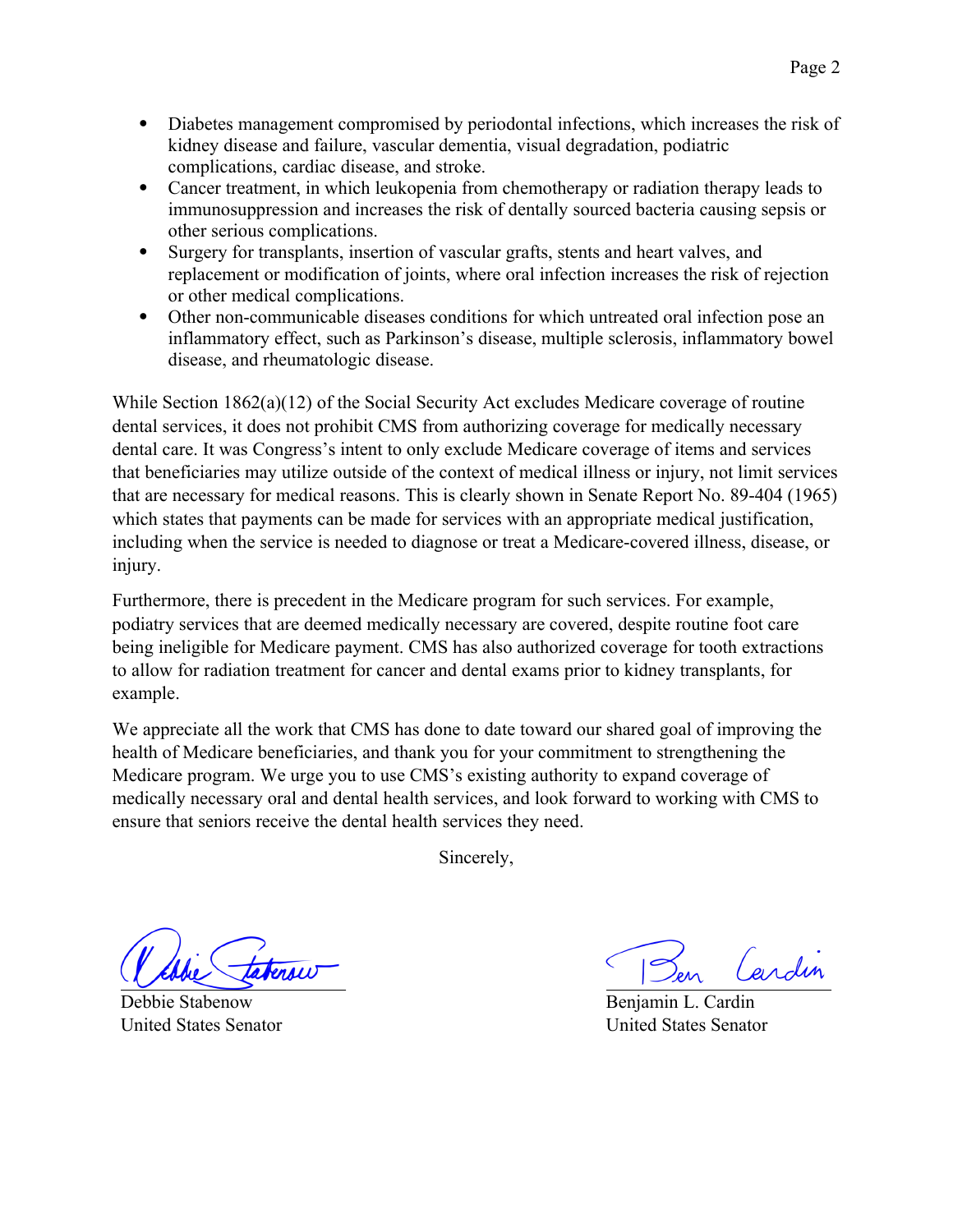- Diabetes management compromised by periodontal infections, which increases the risk of kidney disease and failure, vascular dementia, visual degradation, podiatric complications, cardiac disease, and stroke.
- Cancer treatment, in which leukopenia from chemotherapy or radiation therapy leads to immunosuppression and increases the risk of dentally sourced bacteria causing sepsis or other serious complications.
- Surgery for transplants, insertion of vascular grafts, stents and heart valves, and replacement or modification of joints, where oral infection increases the risk of rejection or other medical complications.
- Other non-communicable diseases conditions for which untreated oral infection pose an inflammatory effect, such as Parkinson's disease, multiple sclerosis, inflammatory bowel disease, and rheumatologic disease.

While Section 1862(a)(12) of the Social Security Act excludes Medicare coverage of routine dental services, it does not prohibit CMS from authorizing coverage for medically necessary dental care. It was Congress's intent to only exclude Medicare coverage of items and services that beneficiaries may utilize outside of the context of medical illness or injury, not limit services that are necessary for medical reasons. This is clearly shown in Senate Report No. 89-404 (1965) which states that payments can be made for services with an appropriate medical justification, including when the service is needed to diagnose or treat a Medicare-covered illness, disease, or injury.

Furthermore, there is precedent in the Medicare program for such services. For example, podiatry services that are deemed medically necessary are covered, despite routine foot care being ineligible for Medicare payment. CMS has also authorized coverage for tooth extractions to allow for radiation treatment for cancer and dental exams prior to kidney transplants, for example.

We appreciate all the work that CMS has done to date toward our shared goal of improving the health of Medicare beneficiaries, and thank you for your commitment to strengthening the Medicare program. We urge you to use CMS's existing authority to expand coverage of medically necessary oral and dental health services, and look forward to working with CMS to ensure that seniors receive the dental health services they need.

Sincerely,

Debbie Stabenow
United States Senator

Benjamin L. Cardin
United States Senator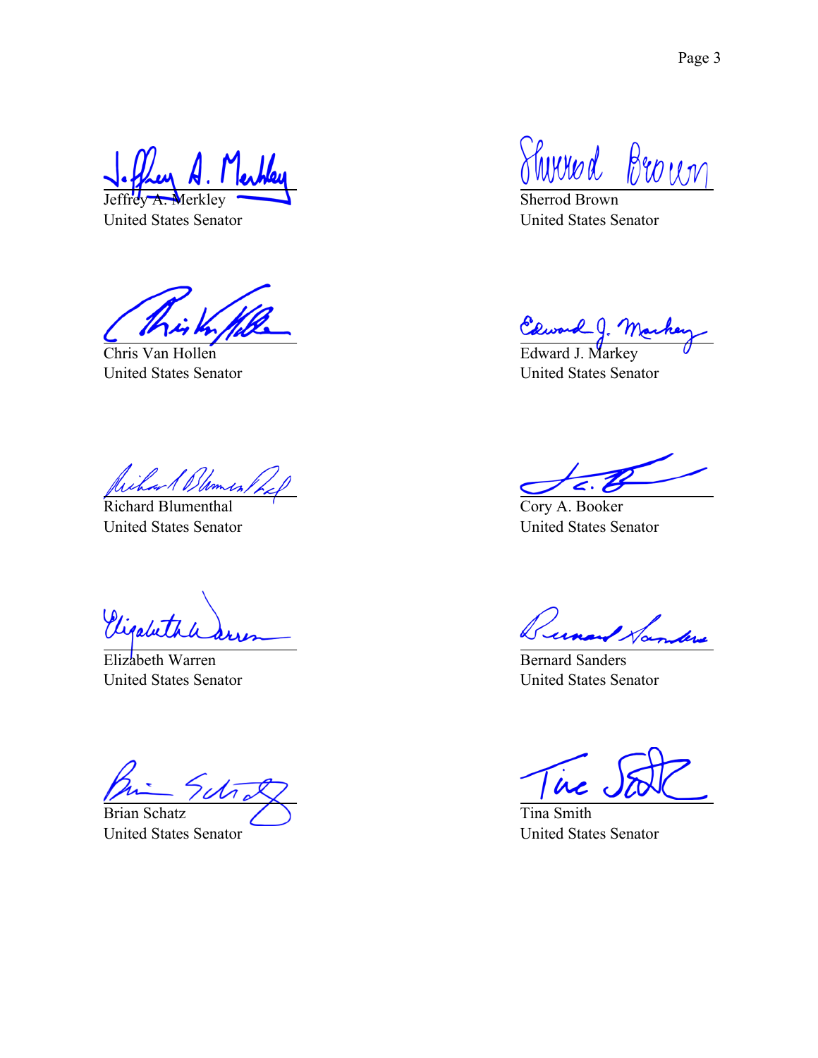Jeffrey A. Merkley
United States Senator

Sherrod Brown
United States Senator

Chris Van Hollen
United States Senator

Edward J. Markey
United States Senator

Richard Blumenthal
United States Senator

Cory A. Booker
United States Senator

Elizabeth Warren
United States Senator

Bernard Sanders
United States Senator

Brian Schatz
United States Senator

Tina Smith
United States Senator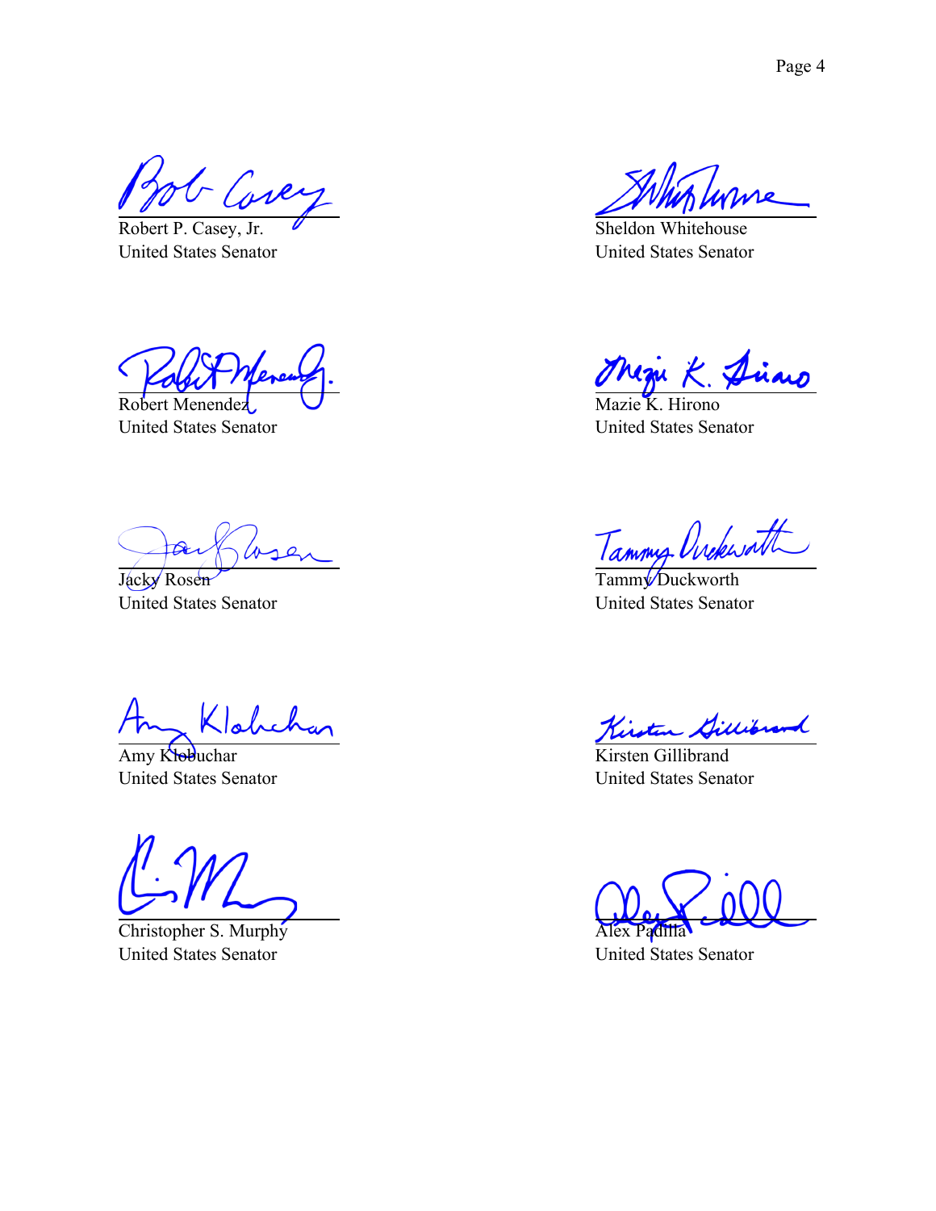Robert P. Casey, Jr.
United States Senator

Sheldon Whitehouse
United States Senator

Robert Menendez
United States Senator

Mazie K. Hirono
United States Senator

Jacky Rosen
United States Senator

Tammy Duckworth
United States Senator

Amy Klobuchar
United States Senator

Kirsten Gillibrand
United States Senator

Christopher S. Murphy
United States Senator

Alex Padilla
United States Senator